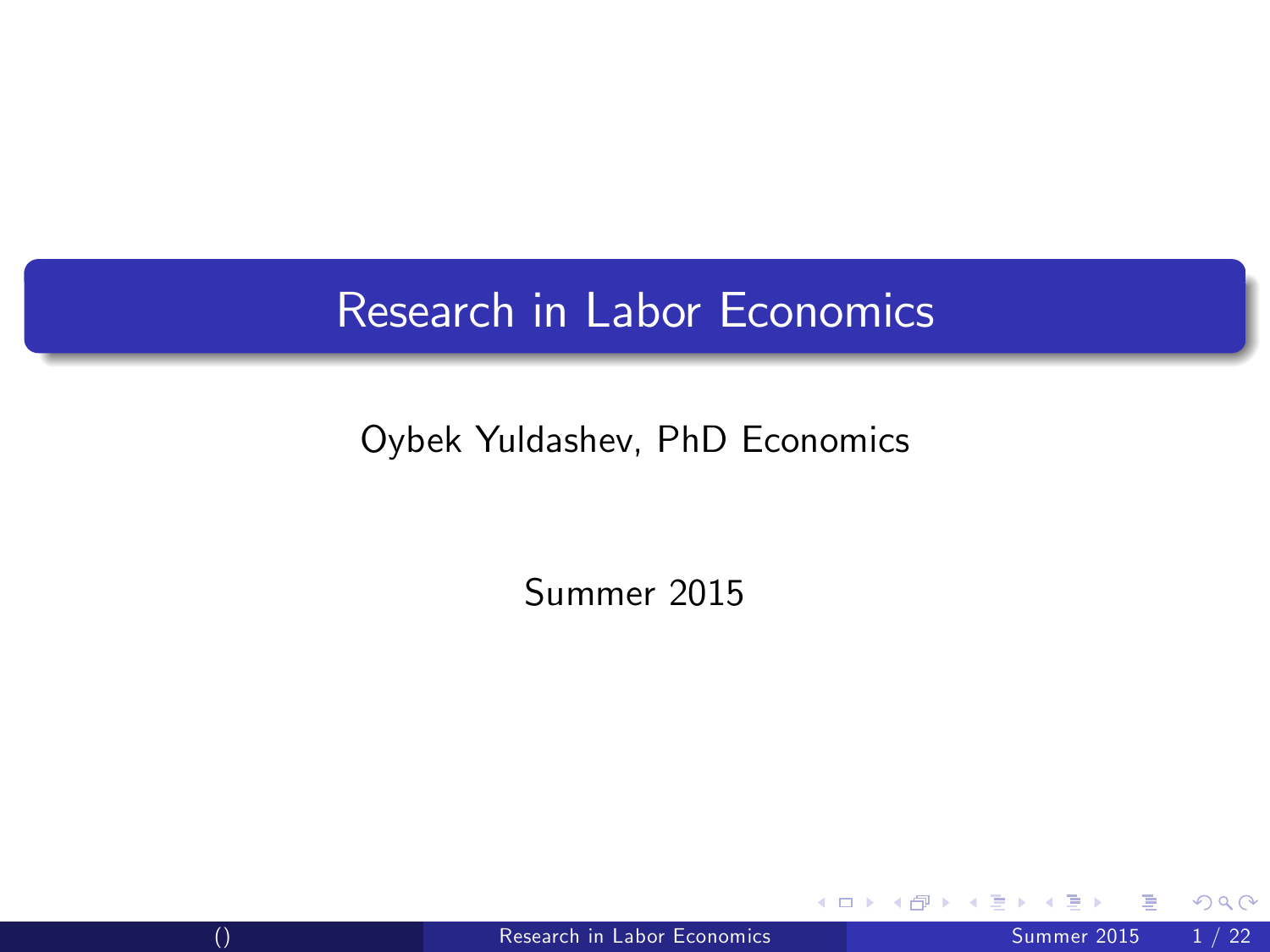# Research in Labor Economics

Oybek Yuldashev, PhD Economics

Summer 2015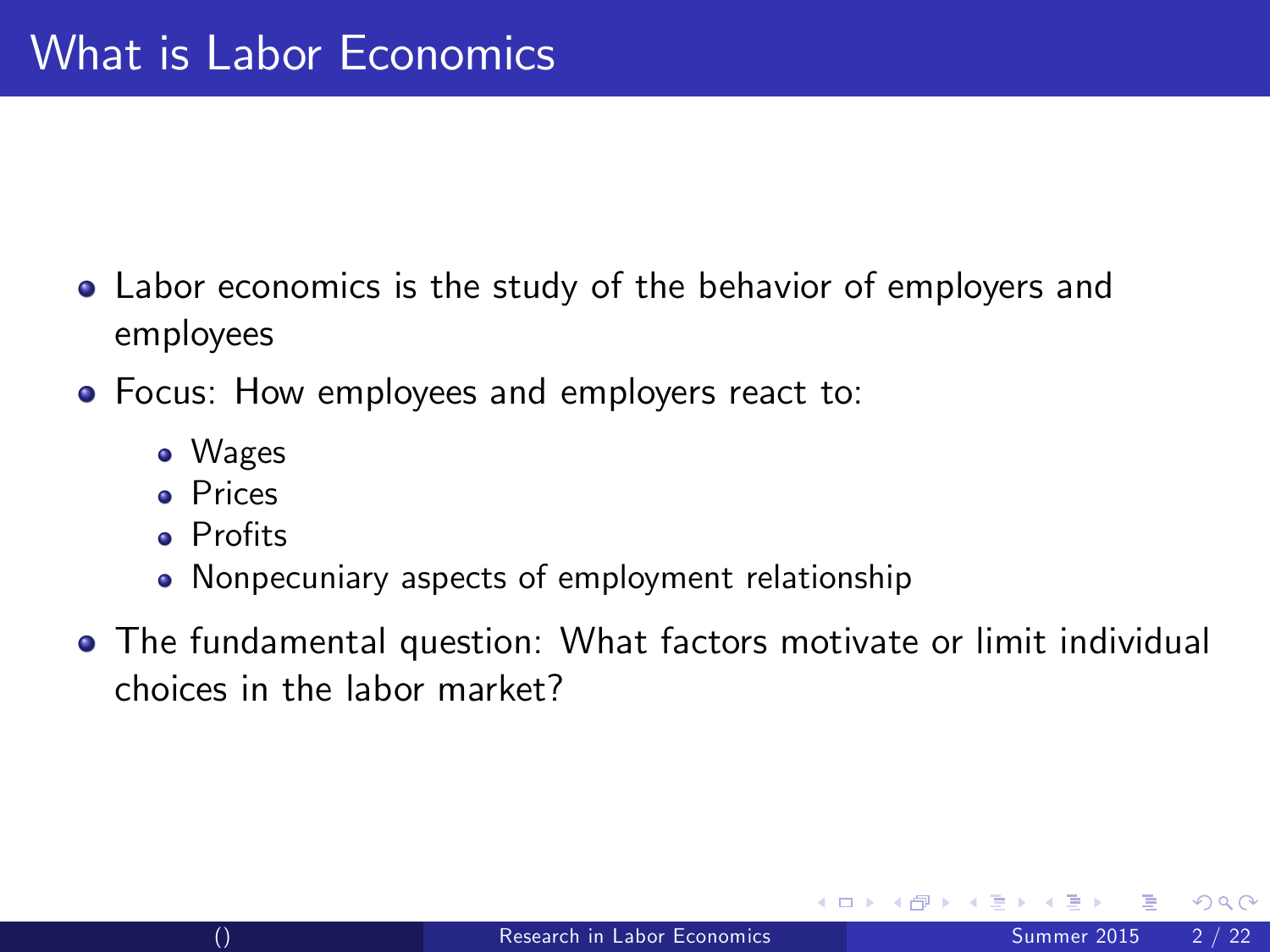# What is Labor Economics

- Labor economics is the study of the behavior of employers and employees
- Focus: How employees and employers react to:
  - Wages
  - Prices
  - Profits
  - Nonpecuniary aspects of employment relationship
- The fundamental question: What factors motivate or limit individual choices in the labor market?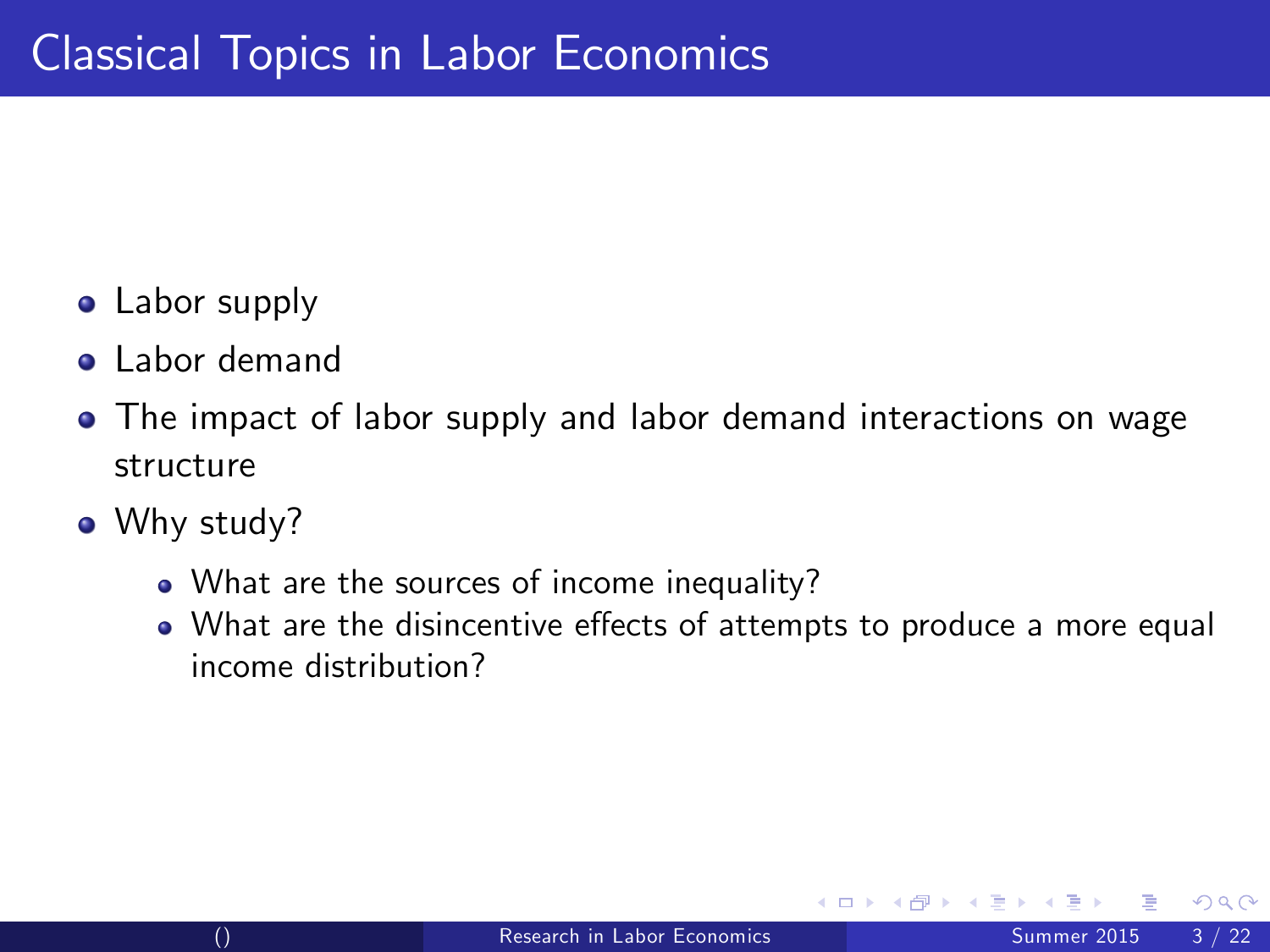# Classical Topics in Labor Economics

- Labor supply
- Labor demand
- The impact of labor supply and labor demand interactions on wage structure
- Why study?
  - What are the sources of income inequality?
  - What are the disincentive effects of attempts to produce a more equal income distribution?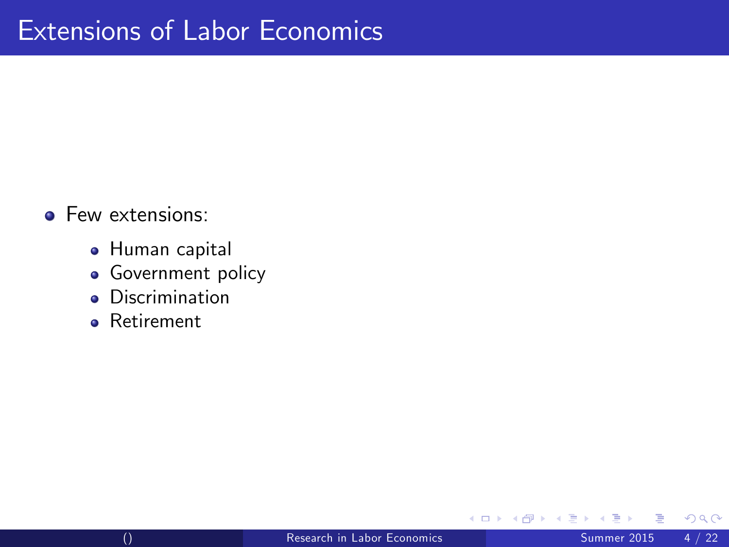# Extensions of Labor Economics

- Few extensions:
  - Human capital
  - Government policy
  - Discrimination
  - Retirement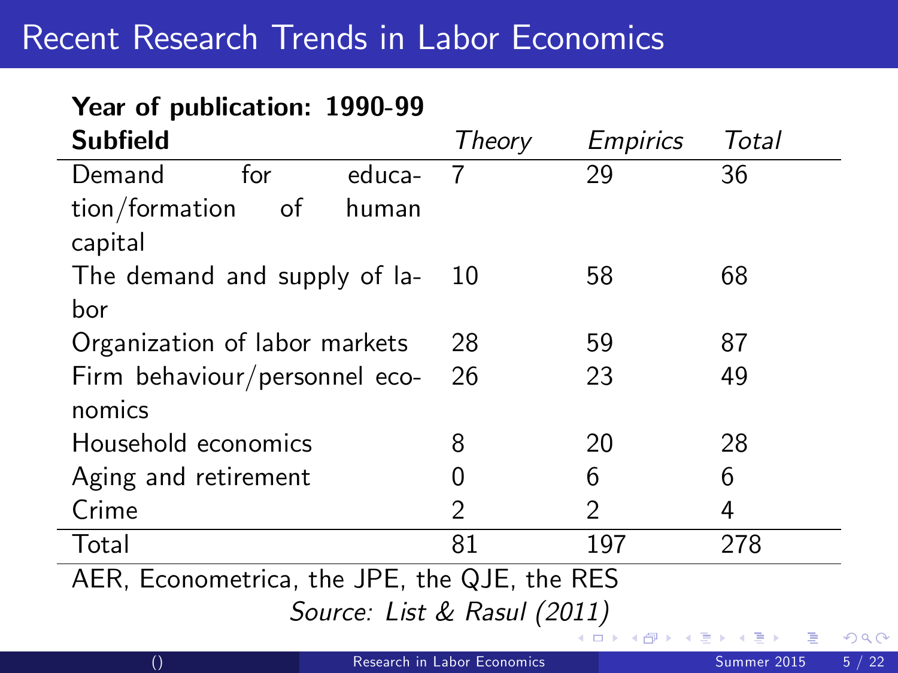# Recent Research Trends in Labor Economics

**Year of publication: 1990-99**

| **Subfield** | *Theory* | *Empirics* | *Total* |
|---|---|---|---|
| Demand for education/formation of human capital | 7 | 29 | 36 |
| The demand and supply of labor | 10 | 58 | 68 |
| Organization of labor markets | 28 | 59 | 87 |
| Firm behaviour/personnel economics | 26 | 23 | 49 |
| Household economics | 8 | 20 | 28 |
| Aging and retirement | 0 | 6 | 6 |
| Crime | 2 | 2 | 4 |
| Total | 81 | 197 | 278 |

AER, Econometrica, the JPE, the QJE, the RES

*Source: List & Rasul (2011)*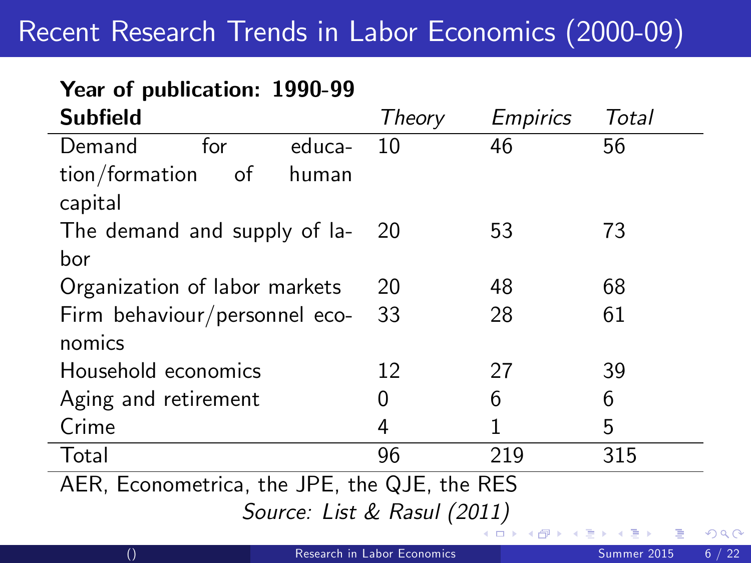# Recent Research Trends in Labor Economics (2000-09)

**Year of publication: 1990-99**

| **Subfield** | *Theory* | *Empirics* | *Total* |
|---|---|---|---|
| Demand for education/formation of human capital | 10 | 46 | 56 |
| The demand and supply of labor | 20 | 53 | 73 |
| Organization of labor markets | 20 | 48 | 68 |
| Firm behaviour/personnel economics | 33 | 28 | 61 |
| Household economics | 12 | 27 | 39 |
| Aging and retirement | 0 | 6 | 6 |
| Crime | 4 | 1 | 5 |
| Total | 96 | 219 | 315 |

AER, Econometrica, the JPE, the QJE, the RES

*Source: List & Rasul (2011)*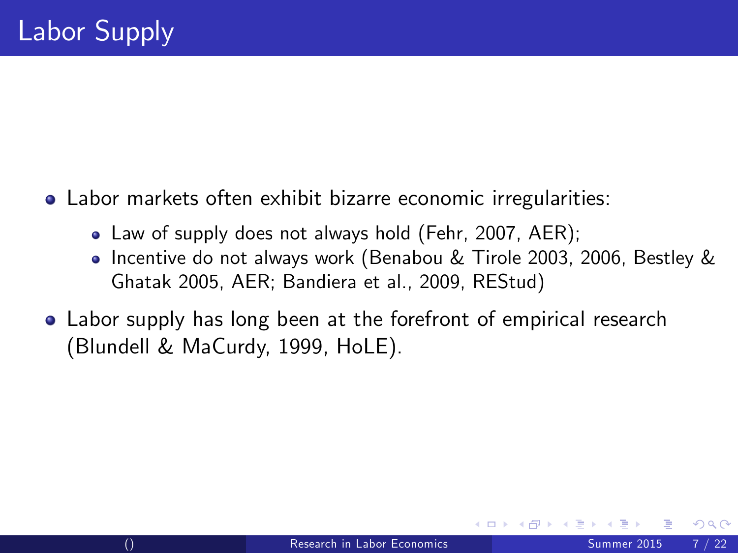# Labor Supply

- Labor markets often exhibit bizarre economic irregularities:
  - Law of supply does not always hold (Fehr, 2007, AER);
  - Incentive do not always work (Benabou & Tirole 2003, 2006, Bestley & Ghatak 2005, AER; Bandiera et al., 2009, REStud)
- Labor supply has long been at the forefront of empirical research (Blundell & MaCurdy, 1999, HoLE).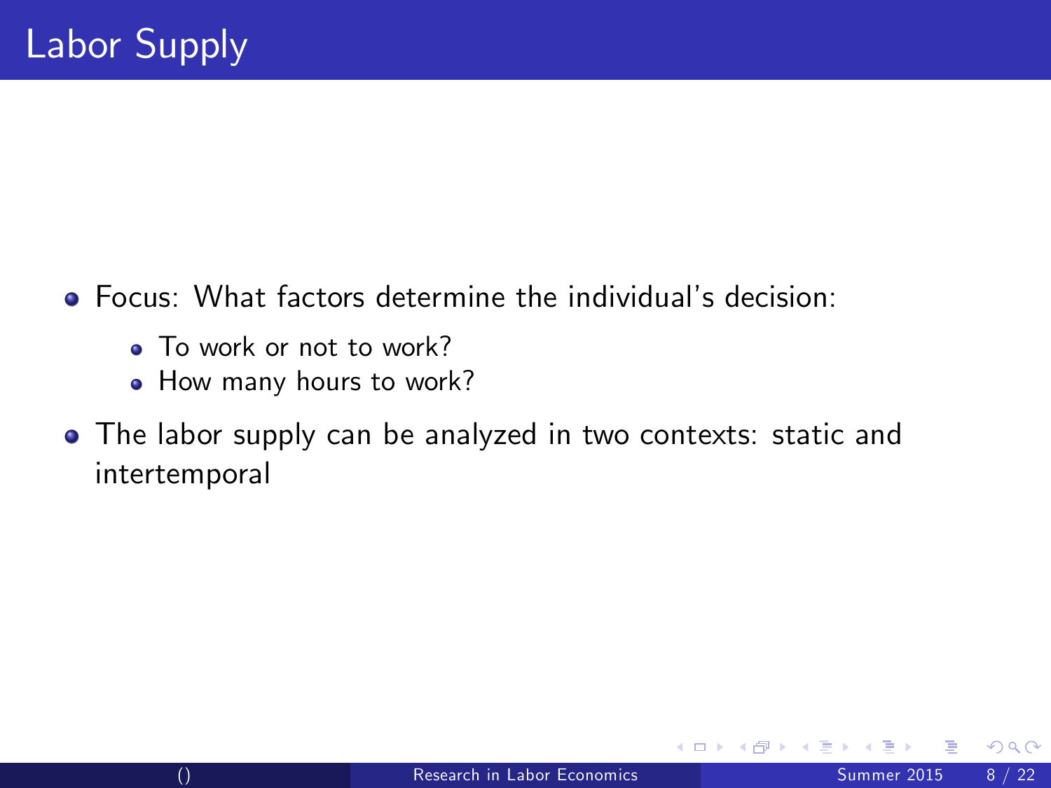# Labor Supply

- Focus: What factors determine the individual's decision:
  - To work or not to work?
  - How many hours to work?
- The labor supply can be analyzed in two contexts: static and intertemporal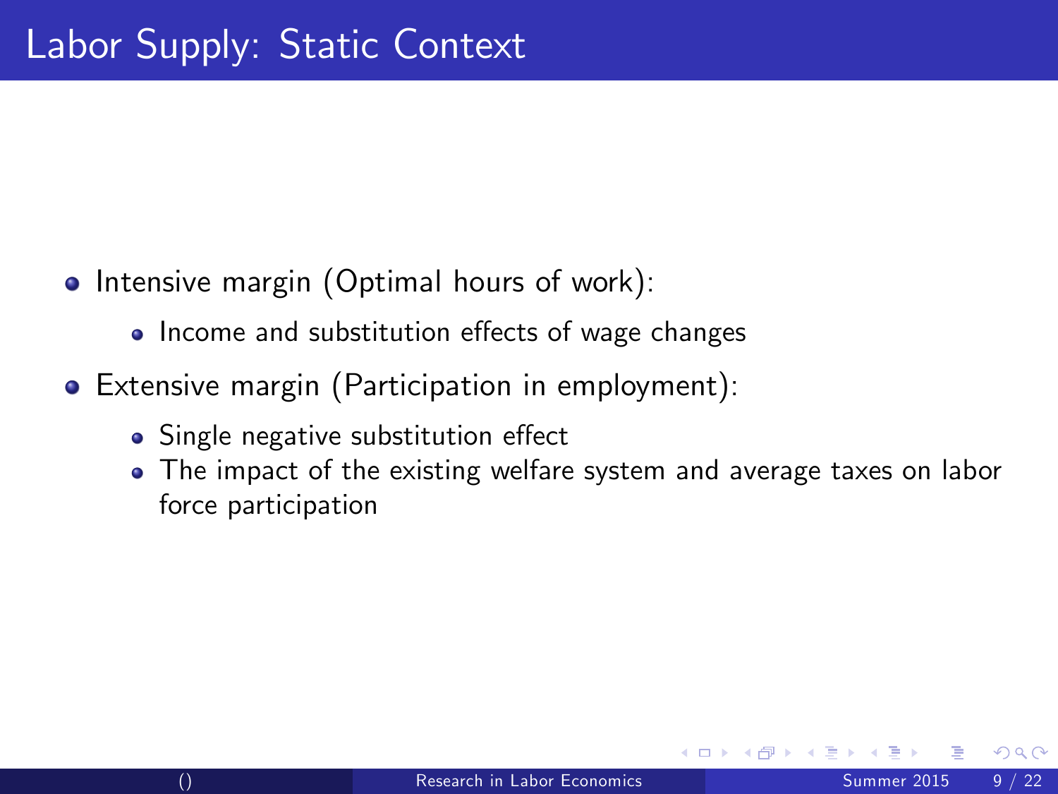# Labor Supply: Static Context

- Intensive margin (Optimal hours of work):
  - Income and substitution effects of wage changes
- Extensive margin (Participation in employment):
  - Single negative substitution effect
  - The impact of the existing welfare system and average taxes on labor force participation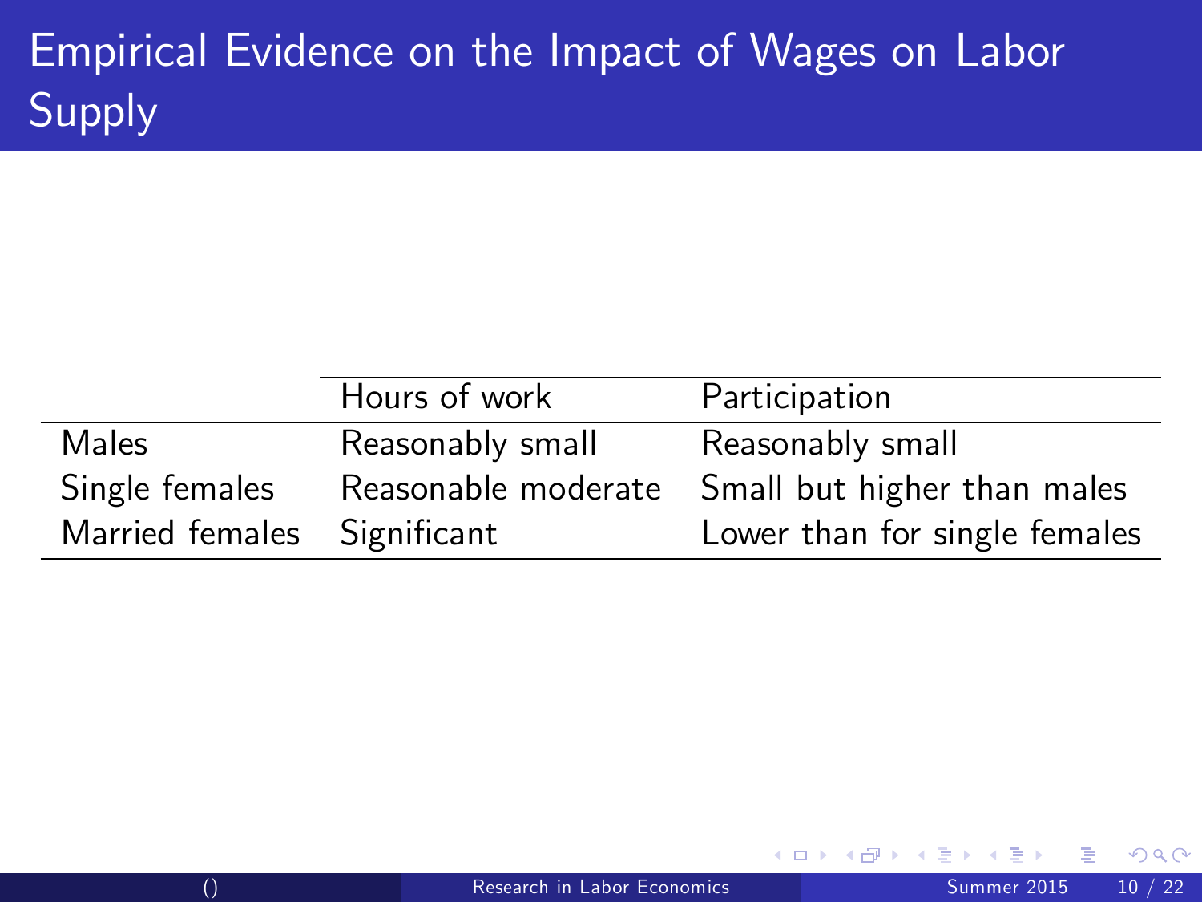# Empirical Evidence on the Impact of Wages on Labor Supply

| | Hours of work | Participation |
|---|---|---|
| Males | Reasonably small | Reasonably small |
| Single females | Reasonable moderate | Small but higher than males |
| Married females | Significant | Lower than for single females |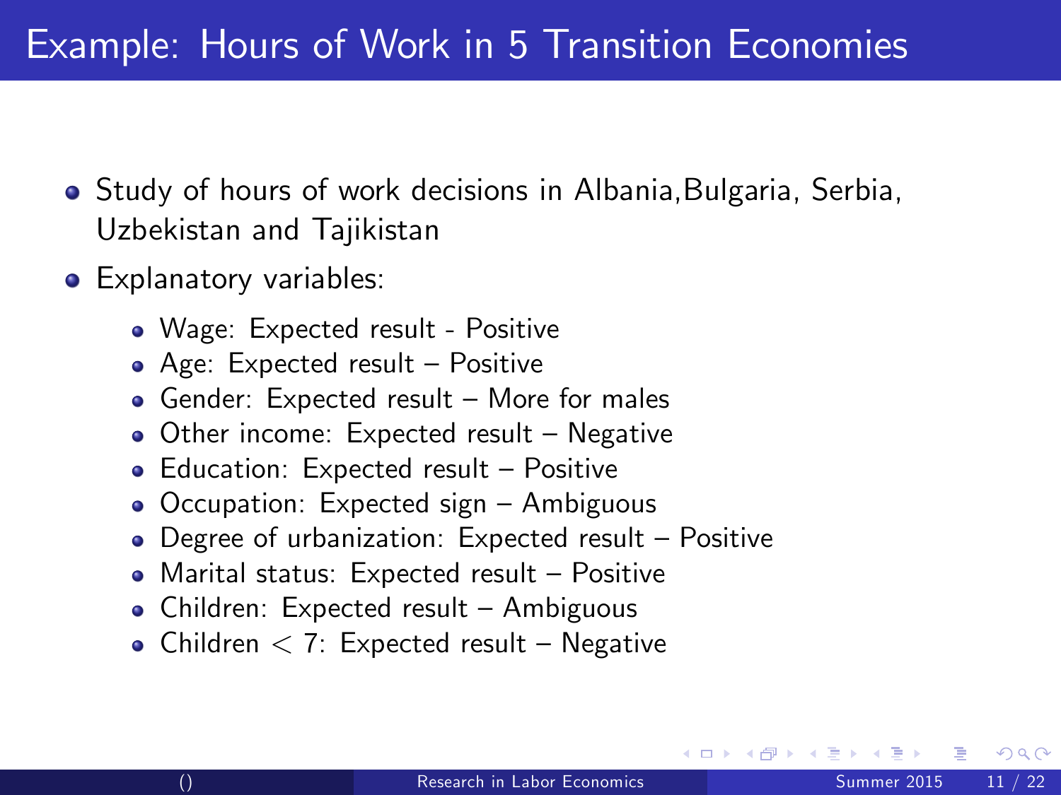# Example: Hours of Work in 5 Transition Economies

- Study of hours of work decisions in Albania,Bulgaria, Serbia, Uzbekistan and Tajikistan
- Explanatory variables:
  - Wage: Expected result - Positive
  - Age: Expected result – Positive
  - Gender: Expected result – More for males
  - Other income: Expected result – Negative
  - Education: Expected result – Positive
  - Occupation: Expected sign – Ambiguous
  - Degree of urbanization: Expected result – Positive
  - Marital status: Expected result – Positive
  - Children: Expected result – Ambiguous
  - Children $< 7$: Expected result – Negative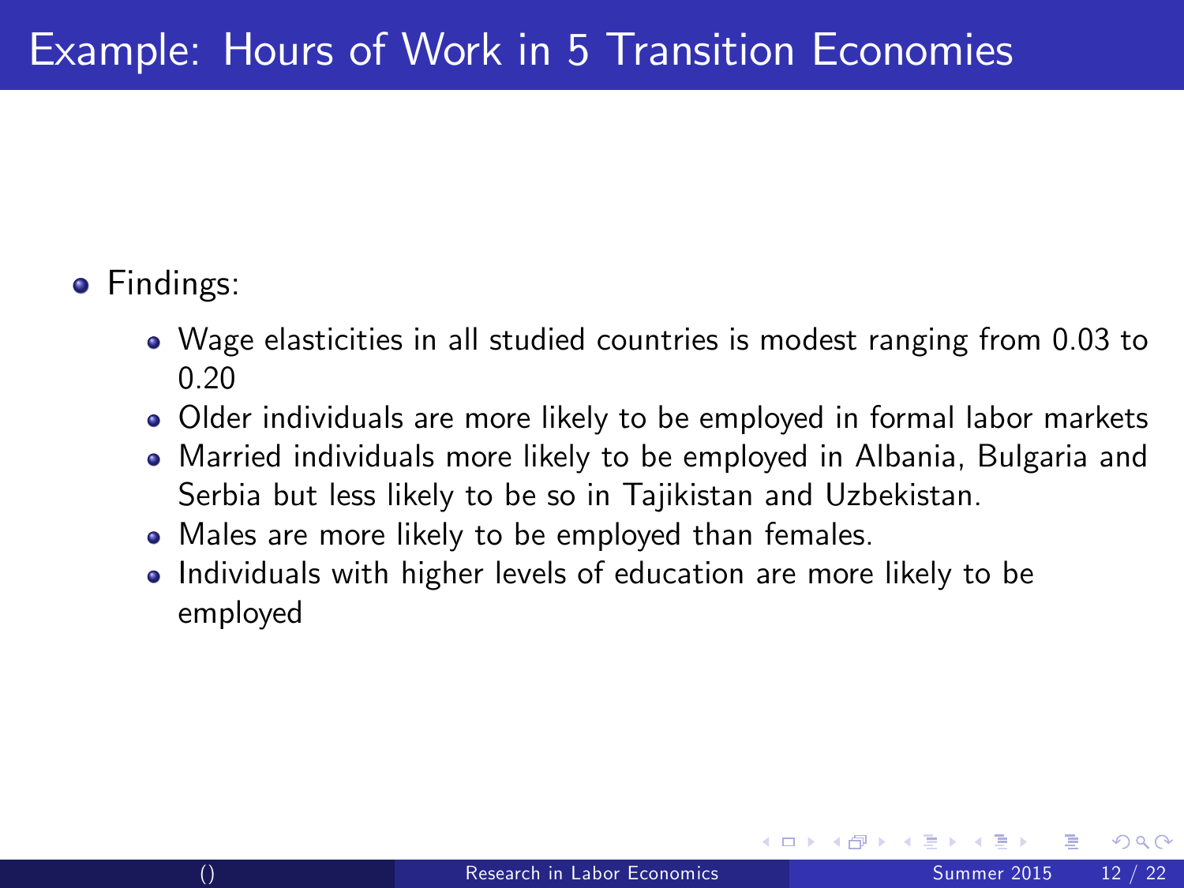# Example: Hours of Work in 5 Transition Economies

- Findings:
  - Wage elasticities in all studied countries is modest ranging from 0.03 to 0.20
  - Older individuals are more likely to be employed in formal labor markets
  - Married individuals more likely to be employed in Albania, Bulgaria and Serbia but less likely to be so in Tajikistan and Uzbekistan.
  - Males are more likely to be employed than females.
  - Individuals with higher levels of education are more likely to be employed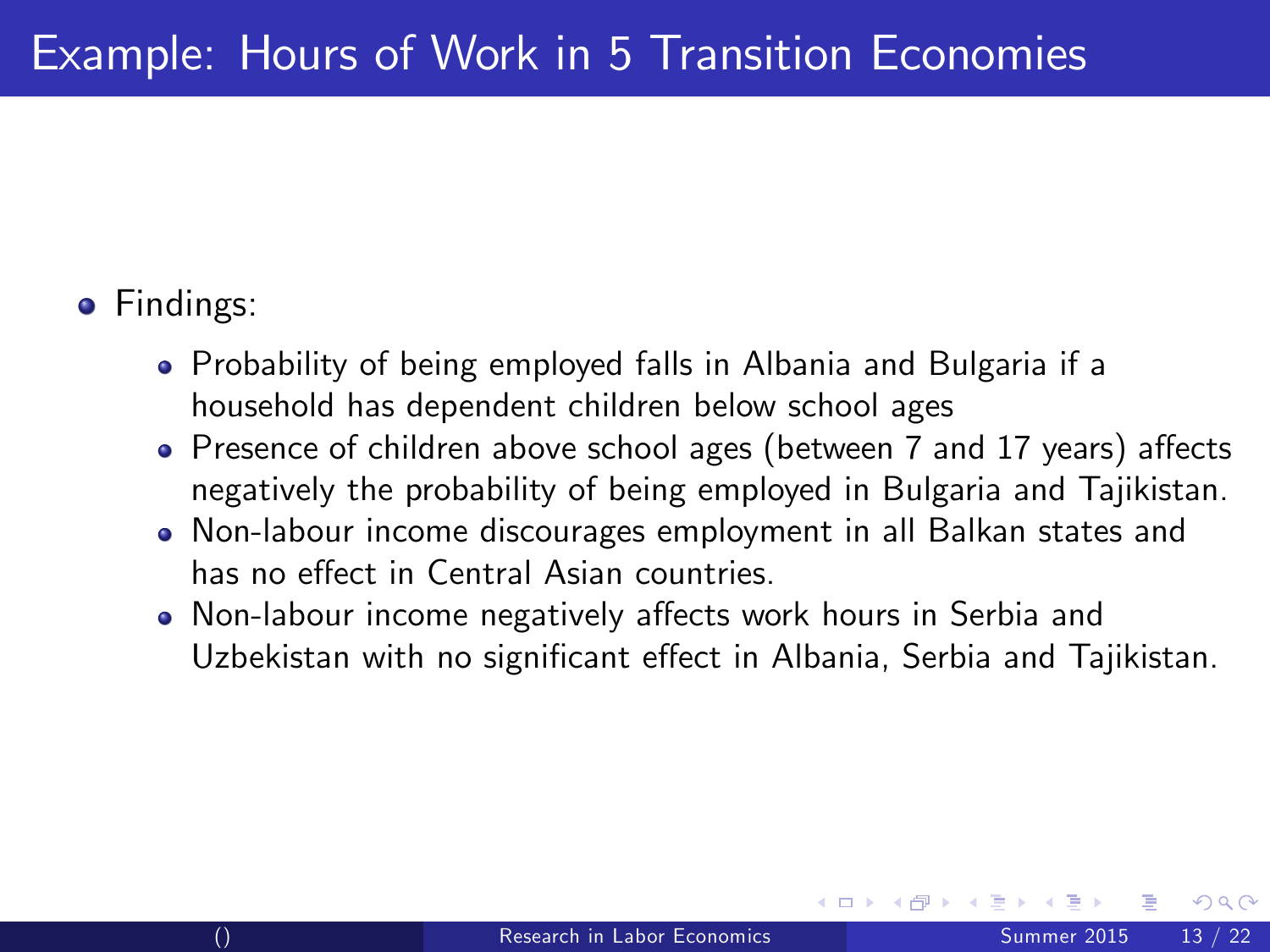# Example: Hours of Work in 5 Transition Economies

- Findings:
  - Probability of being employed falls in Albania and Bulgaria if a household has dependent children below school ages
  - Presence of children above school ages (between 7 and 17 years) affects negatively the probability of being employed in Bulgaria and Tajikistan.
  - Non-labour income discourages employment in all Balkan states and has no effect in Central Asian countries.
  - Non-labour income negatively affects work hours in Serbia and Uzbekistan with no significant effect in Albania, Serbia and Tajikistan.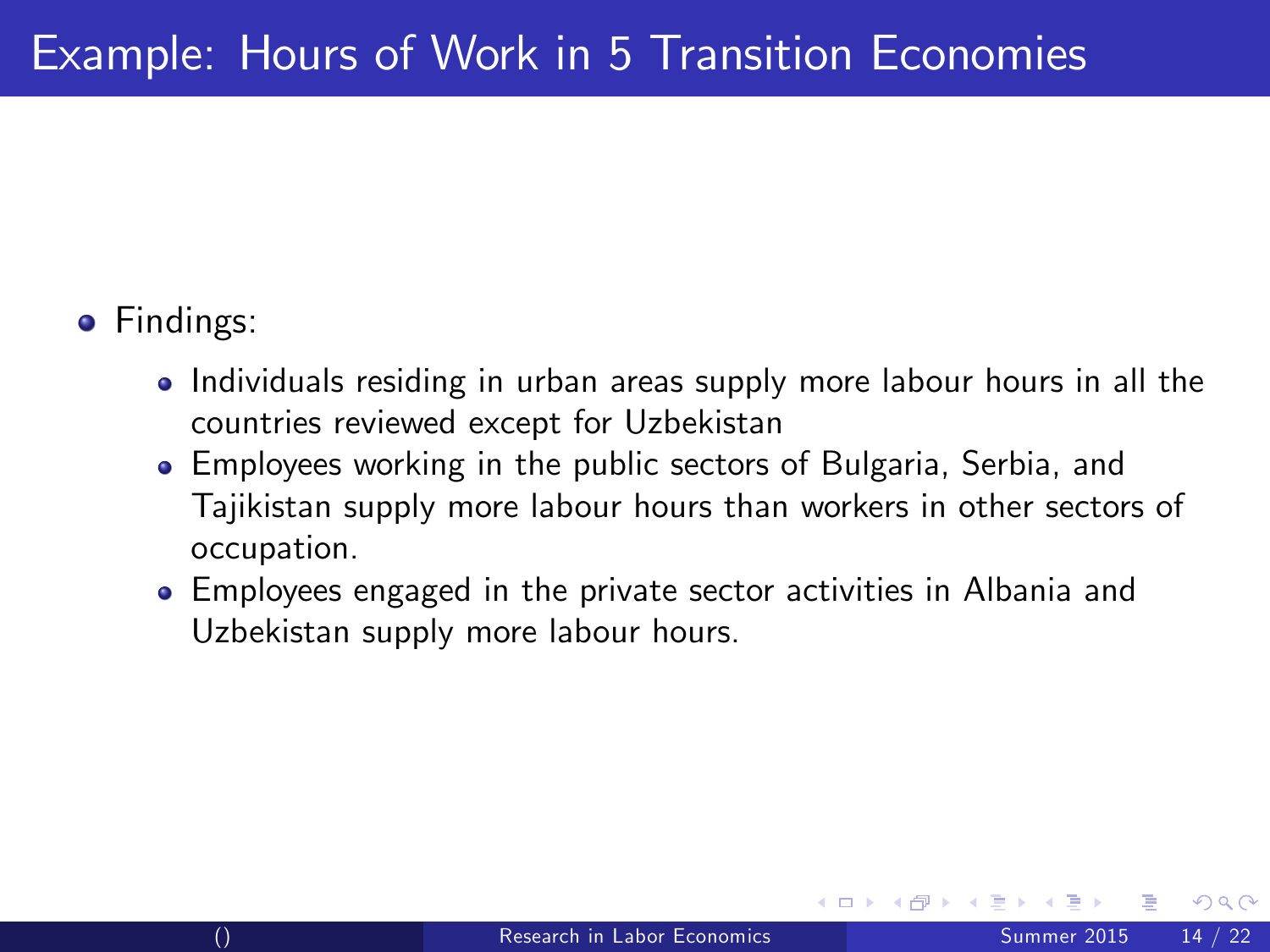# Example: Hours of Work in 5 Transition Economies

- Findings:
  - Individuals residing in urban areas supply more labour hours in all the countries reviewed except for Uzbekistan
  - Employees working in the public sectors of Bulgaria, Serbia, and Tajikistan supply more labour hours than workers in other sectors of occupation.
  - Employees engaged in the private sector activities in Albania and Uzbekistan supply more labour hours.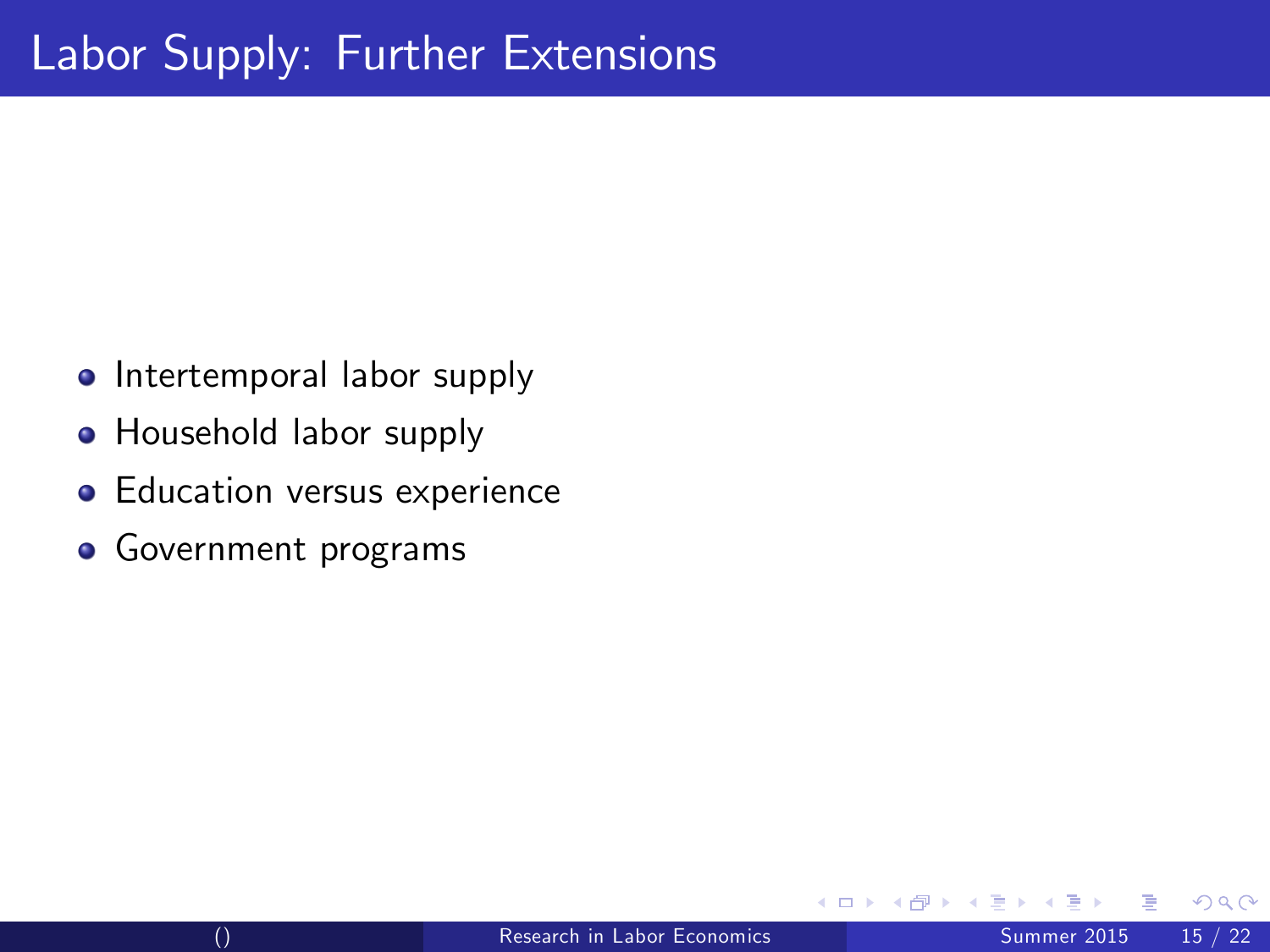# Labor Supply: Further Extensions

- Intertemporal labor supply
- Household labor supply
- Education versus experience
- Government programs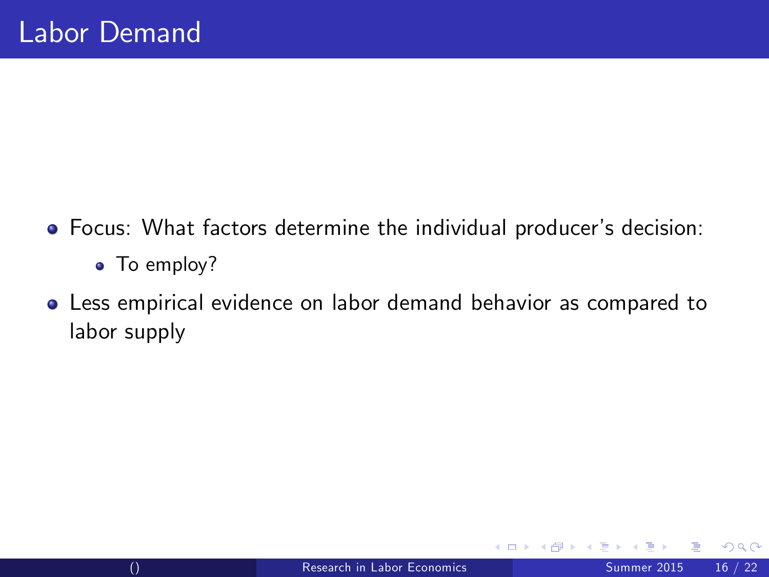# Labor Demand

- Focus: What factors determine the individual producer's decision:
  - To employ?
- Less empirical evidence on labor demand behavior as compared to labor supply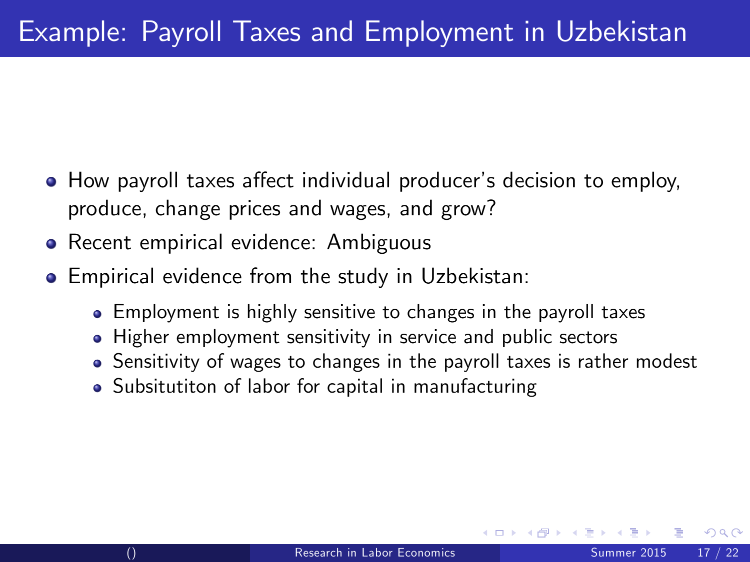# Example: Payroll Taxes and Employment in Uzbekistan

- How payroll taxes affect individual producer's decision to employ, produce, change prices and wages, and grow?
- Recent empirical evidence: Ambiguous
- Empirical evidence from the study in Uzbekistan:
  - Employment is highly sensitive to changes in the payroll taxes
  - Higher employment sensitivity in service and public sectors
  - Sensitivity of wages to changes in the payroll taxes is rather modest
  - Subsitutiton of labor for capital in manufacturing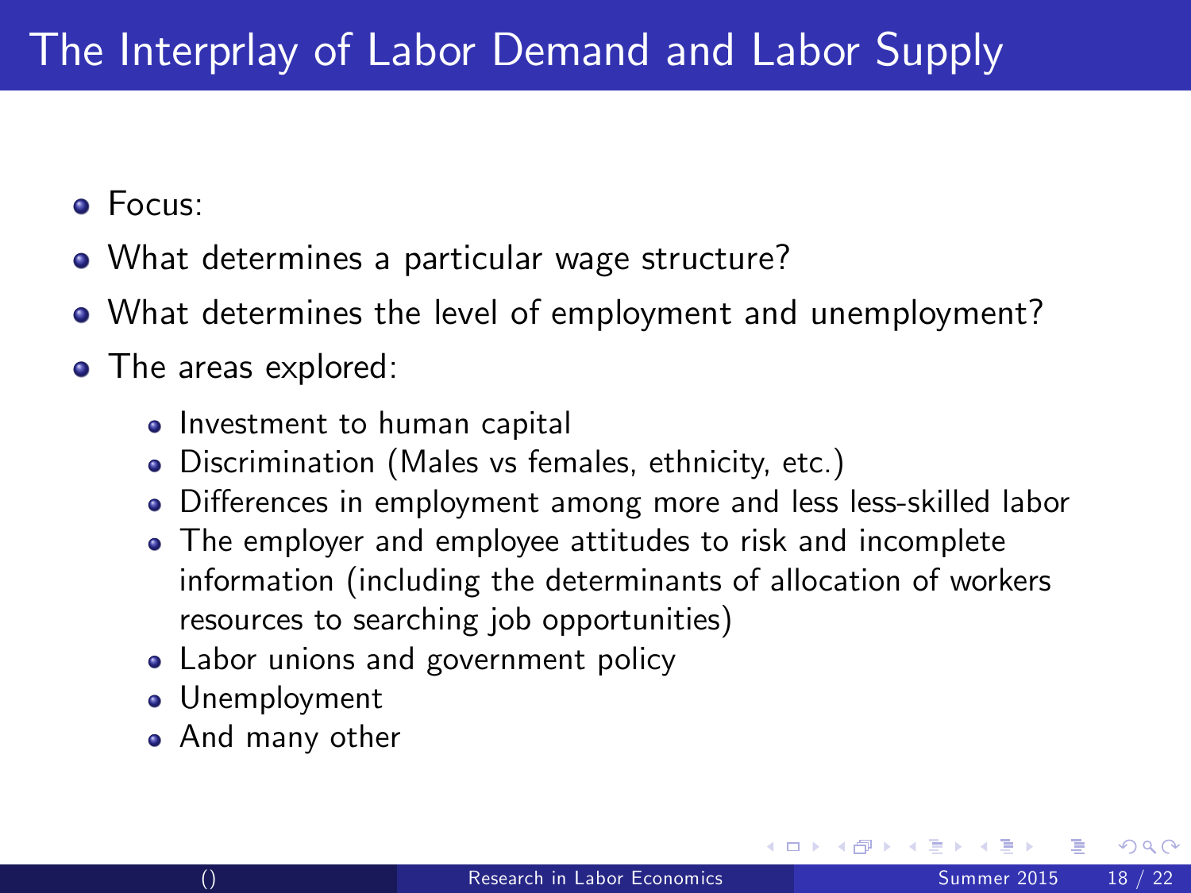# The Interprlay of Labor Demand and Labor Supply

- Focus:
- What determines a particular wage structure?
- What determines the level of employment and unemployment?
- The areas explored:
  - Investment to human capital
  - Discrimination (Males vs females, ethnicity, etc.)
  - Differences in employment among more and less less-skilled labor
  - The employer and employee attitudes to risk and incomplete information (including the determinants of allocation of workers resources to searching job opportunities)
  - Labor unions and government policy
  - Unemployment
  - And many other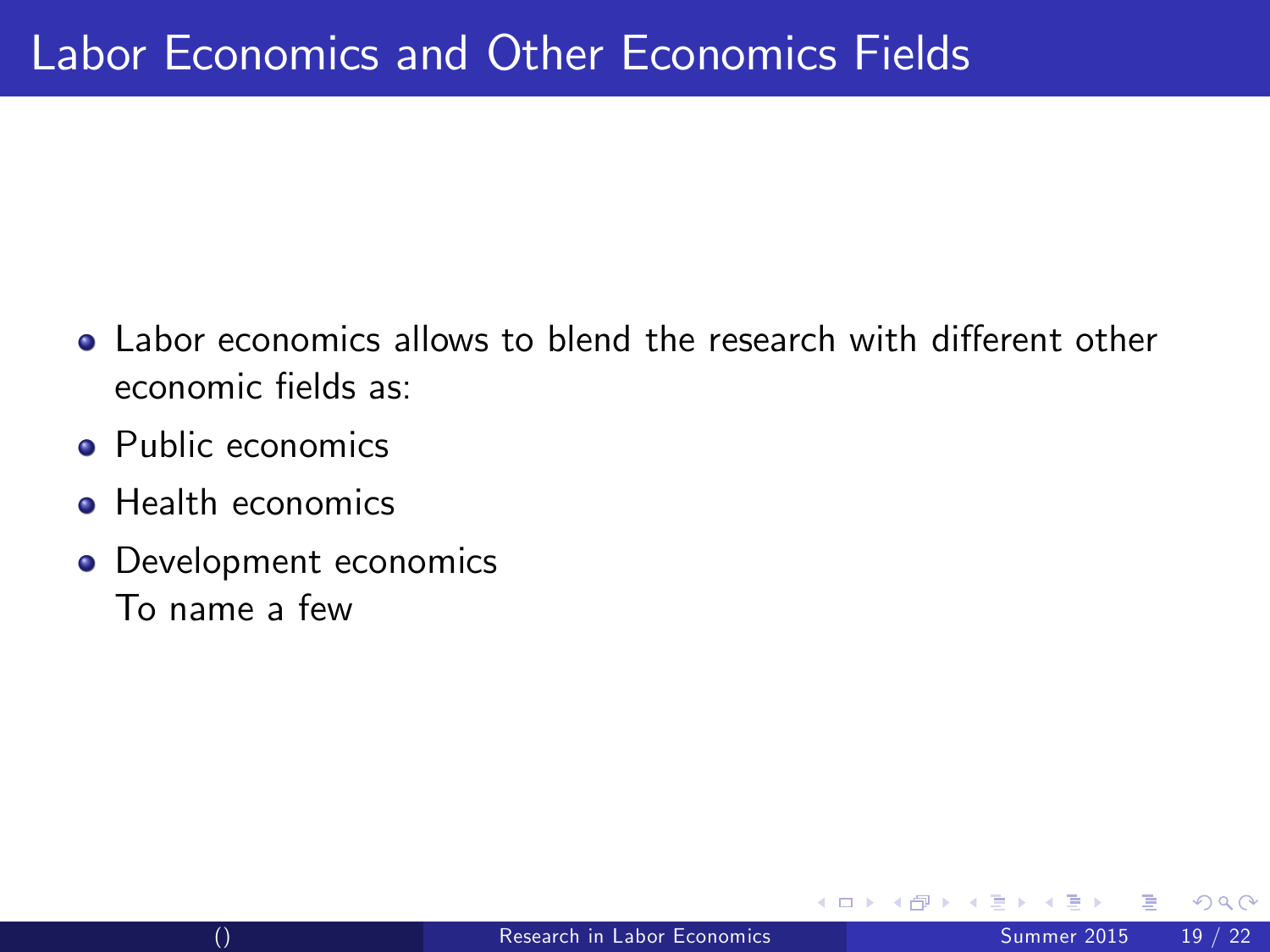# Labor Economics and Other Economics Fields

- Labor economics allows to blend the research with different other economic fields as:
- Public economics
- Health economics
- Development economics

  To name a few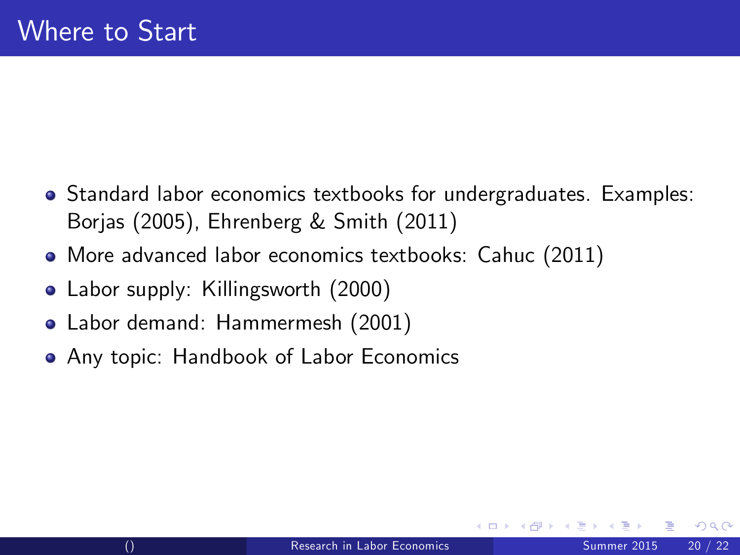# Where to Start

- Standard labor economics textbooks for undergraduates. Examples: Borjas (2005), Ehrenberg & Smith (2011)
- More advanced labor economics textbooks: Cahuc (2011)
- Labor supply: Killingsworth (2000)
- Labor demand: Hammermesh (2001)
- Any topic: Handbook of Labor Economics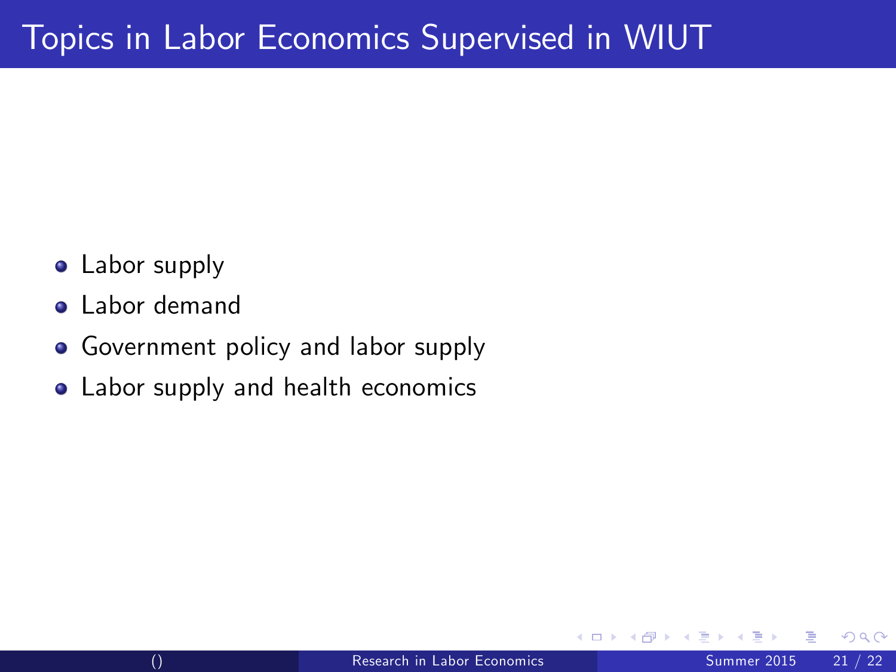# Topics in Labor Economics Supervised in WIUT

- Labor supply
- Labor demand
- Government policy and labor supply
- Labor supply and health economics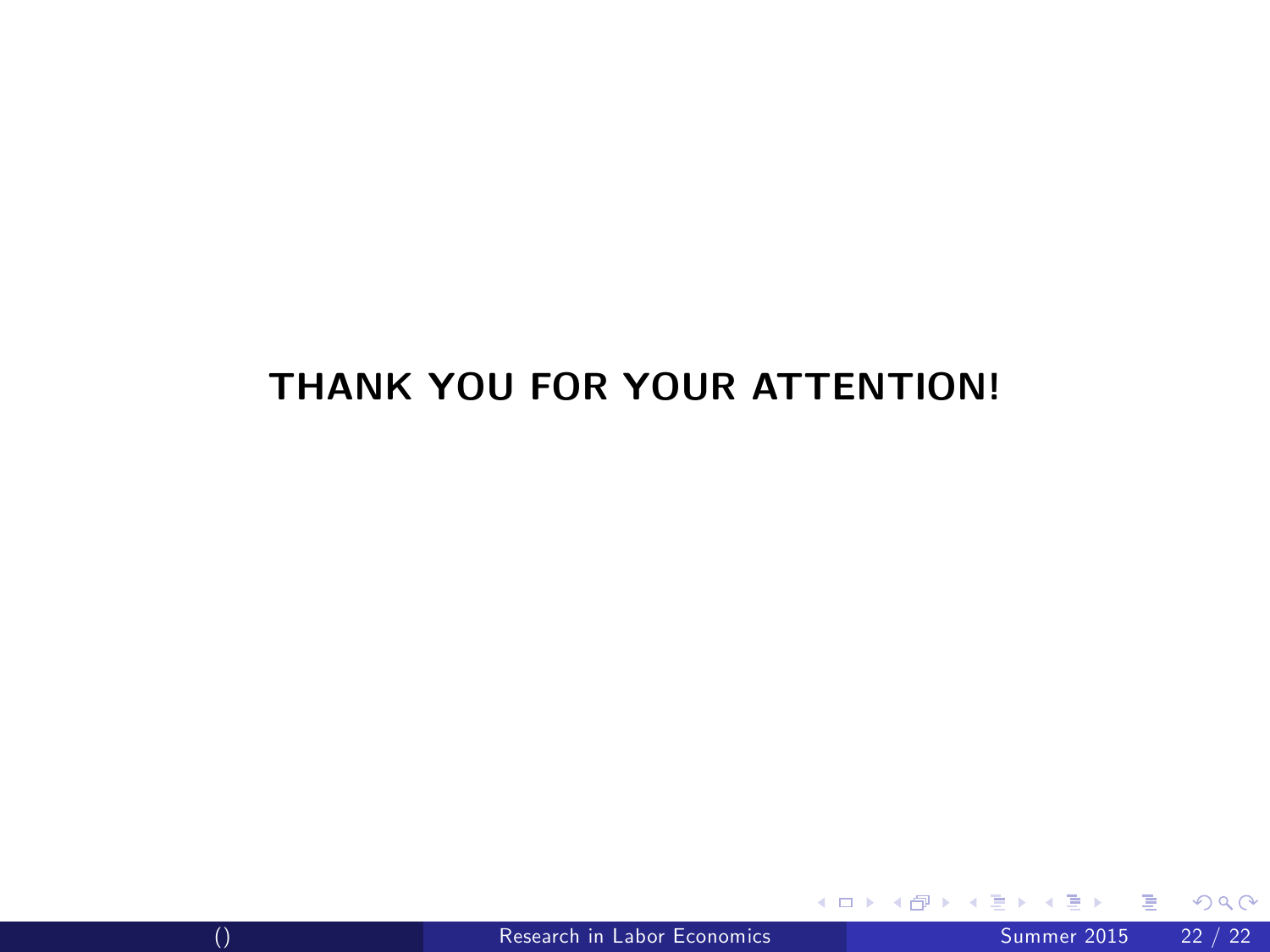**THANK YOU FOR YOUR ATTENTION!**